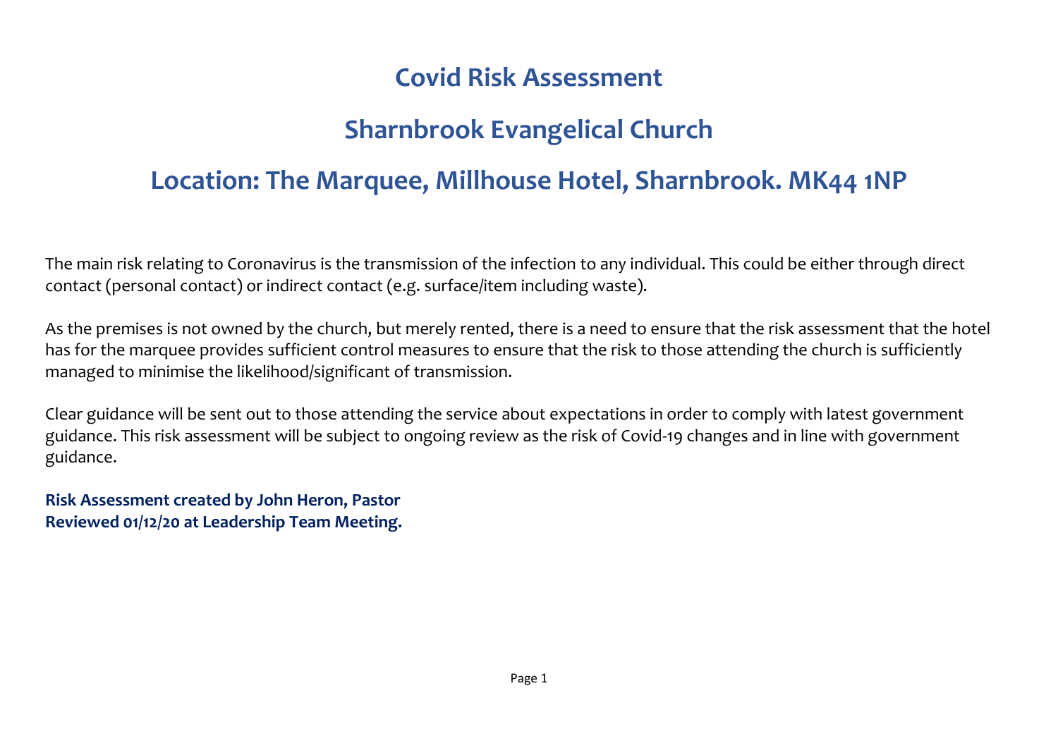# Covid Risk Assessment

# Sharnbrook Evangelical Church

# Location: The Marquee, Millhouse Hotel, Sharnbrook. MK44 1NP

The main risk relating to Coronavirus is the transmission of the infection to any individual. This could be either through direct contact (personal contact) or indirect contact (e.g. surface/item including waste).

As the premises is not owned by the church, but merely rented, there is a need to ensure that the risk assessment that the hotel has for the marquee provides sufficient control measures to ensure that the risk to those attending the church is sufficiently managed to minimise the likelihood/significant of transmission.

Clear guidance will be sent out to those attending the service about expectations in order to comply with latest government guidance. This risk assessment will be subject to ongoing review as the risk of Covid-19 changes and in line with government guidance.

**Risk Assessment created by John Heron, Pastor**
**Reviewed 01/12/20 at Leadership Team Meeting.**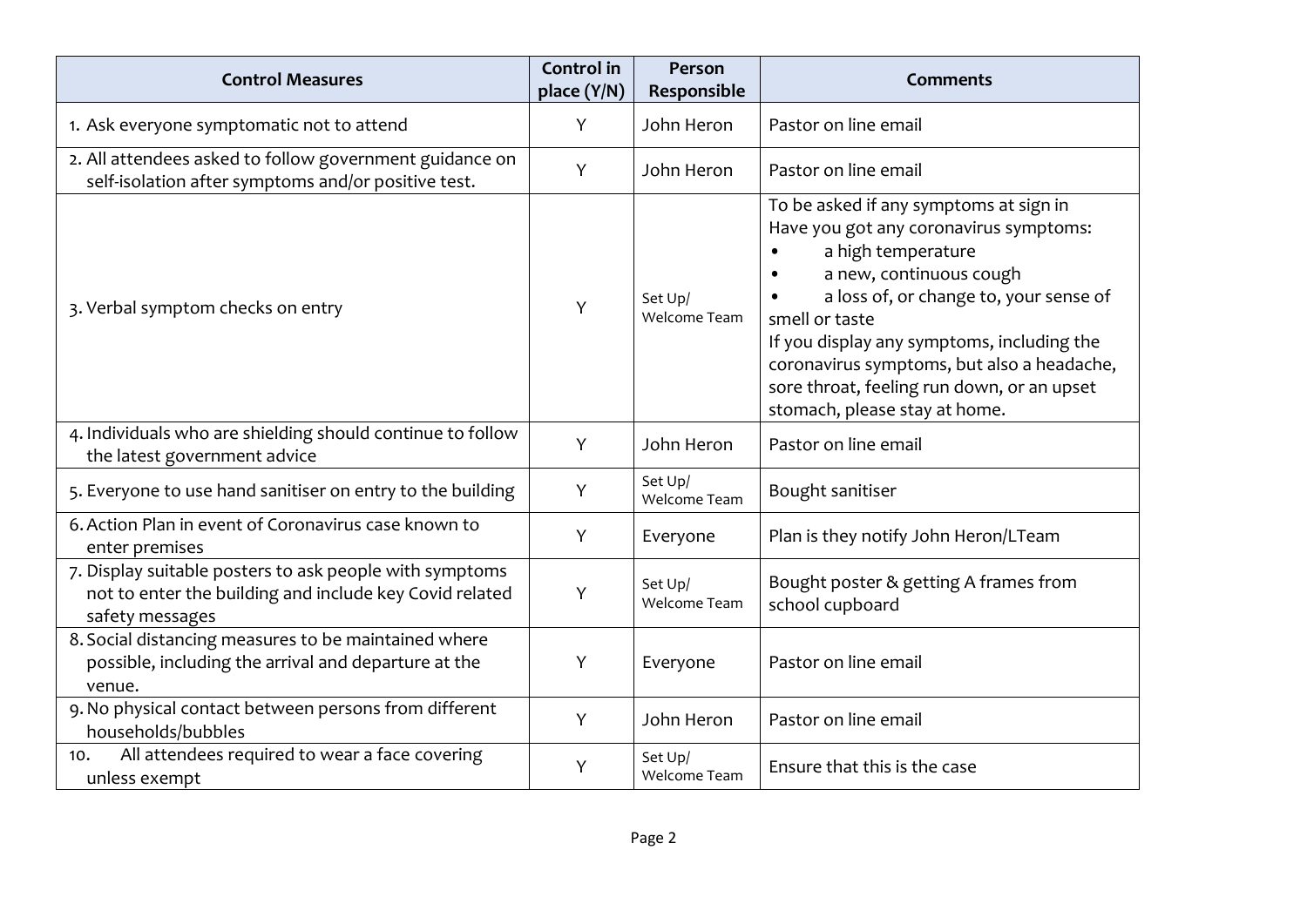| Control Measures | Control in place (Y/N) | Person Responsible | Comments |
|---|---|---|---|
| 1. Ask everyone symptomatic not to attend | Y | John Heron | Pastor on line email |
| 2. All attendees asked to follow government guidance on self-isolation after symptoms and/or positive test. | Y | John Heron | Pastor on line email |
| 3. Verbal symptom checks on entry | Y | Set Up/ Welcome Team | To be asked if any symptoms at sign in<br>Have you got any coronavirus symptoms:<br>• a high temperature<br>• a new, continuous cough<br>• a loss of, or change to, your sense of smell or taste<br>If you display any symptoms, including the coronavirus symptoms, but also a headache, sore throat, feeling run down, or an upset stomach, please stay at home. |
| 4. Individuals who are shielding should continue to follow the latest government advice | Y | John Heron | Pastor on line email |
| 5. Everyone to use hand sanitiser on entry to the building | Y | Set Up/ Welcome Team | Bought sanitiser |
| 6. Action Plan in event of Coronavirus case known to enter premises | Y | Everyone | Plan is they notify John Heron/LTeam |
| 7. Display suitable posters to ask people with symptoms not to enter the building and include key Covid related safety messages | Y | Set Up/ Welcome Team | Bought poster & getting A frames from school cupboard |
| 8. Social distancing measures to be maintained where possible, including the arrival and departure at the venue. | Y | Everyone | Pastor on line email |
| 9. No physical contact between persons from different households/bubbles | Y | John Heron | Pastor on line email |
| 10. All attendees required to wear a face covering unless exempt | Y | Set Up/ Welcome Team | Ensure that this is the case |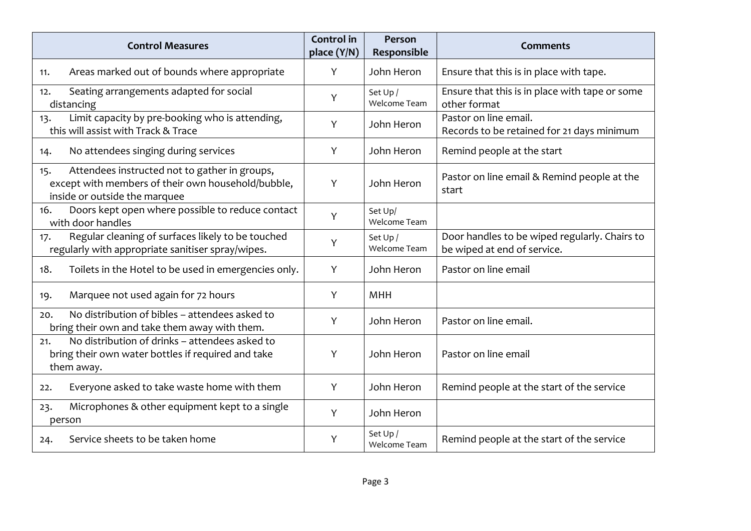| Control Measures | Control in place (Y/N) | Person Responsible | Comments |
|---|---|---|---|
| 11. Areas marked out of bounds where appropriate | Y | John Heron | Ensure that this is in place with tape. |
| 12. Seating arrangements adapted for social distancing | Y | Set Up / Welcome Team | Ensure that this is in place with tape or some other format |
| 13. Limit capacity by pre-booking who is attending, this will assist with Track & Trace | Y | John Heron | Pastor on line email.<br>Records to be retained for 21 days minimum |
| 14. No attendees singing during services | Y | John Heron | Remind people at the start |
| 15. Attendees instructed not to gather in groups, except with members of their own household/bubble, inside or outside the marquee | Y | John Heron | Pastor on line email & Remind people at the start |
| 16. Doors kept open where possible to reduce contact with door handles | Y | Set Up/ Welcome Team | |
| 17. Regular cleaning of surfaces likely to be touched regularly with appropriate sanitiser spray/wipes. | Y | Set Up / Welcome Team | Door handles to be wiped regularly. Chairs to be wiped at end of service. |
| 18. Toilets in the Hotel to be used in emergencies only. | Y | John Heron | Pastor on line email |
| 19. Marquee not used again for 72 hours | Y | MHH | |
| 20. No distribution of bibles – attendees asked to bring their own and take them away with them. | Y | John Heron | Pastor on line email. |
| 21. No distribution of drinks – attendees asked to bring their own water bottles if required and take them away. | Y | John Heron | Pastor on line email |
| 22. Everyone asked to take waste home with them | Y | John Heron | Remind people at the start of the service |
| 23. Microphones & other equipment kept to a single person | Y | John Heron | |
| 24. Service sheets to be taken home | Y | Set Up / Welcome Team | Remind people at the start of the service |